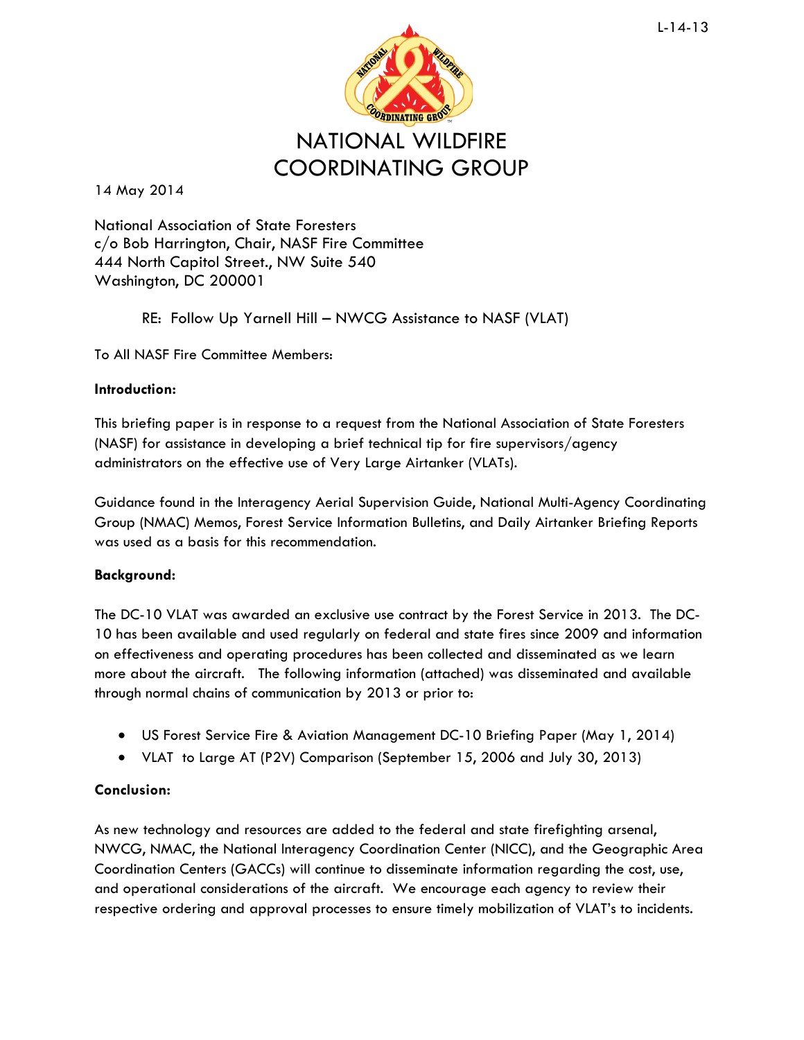L-14-13

# NATIONAL WILDFIRE COORDINATING GROUP

14 May 2014

National Association of State Foresters
c/o Bob Harrington, Chair, NASF Fire Committee
444 North Capitol Street., NW Suite 540
Washington, DC 200001

RE: Follow Up Yarnell Hill – NWCG Assistance to NASF (VLAT)

To All NASF Fire Committee Members:

**Introduction:**

This briefing paper is in response to a request from the National Association of State Foresters (NASF) for assistance in developing a brief technical tip for fire supervisors/agency administrators on the effective use of Very Large Airtanker (VLATs).

Guidance found in the Interagency Aerial Supervision Guide, National Multi-Agency Coordinating Group (NMAC) Memos, Forest Service Information Bulletins, and Daily Airtanker Briefing Reports was used as a basis for this recommendation.

**Background:**

The DC-10 VLAT was awarded an exclusive use contract by the Forest Service in 2013. The DC-10 has been available and used regularly on federal and state fires since 2009 and information on effectiveness and operating procedures has been collected and disseminated as we learn more about the aircraft. The following information (attached) was disseminated and available through normal chains of communication by 2013 or prior to:

- US Forest Service Fire & Aviation Management DC-10 Briefing Paper (May 1, 2014)
- VLAT to Large AT (P2V) Comparison (September 15, 2006 and July 30, 2013)

**Conclusion:**

As new technology and resources are added to the federal and state firefighting arsenal, NWCG, NMAC, the National Interagency Coordination Center (NICC), and the Geographic Area Coordination Centers (GACCs) will continue to disseminate information regarding the cost, use, and operational considerations of the aircraft. We encourage each agency to review their respective ordering and approval processes to ensure timely mobilization of VLAT's to incidents.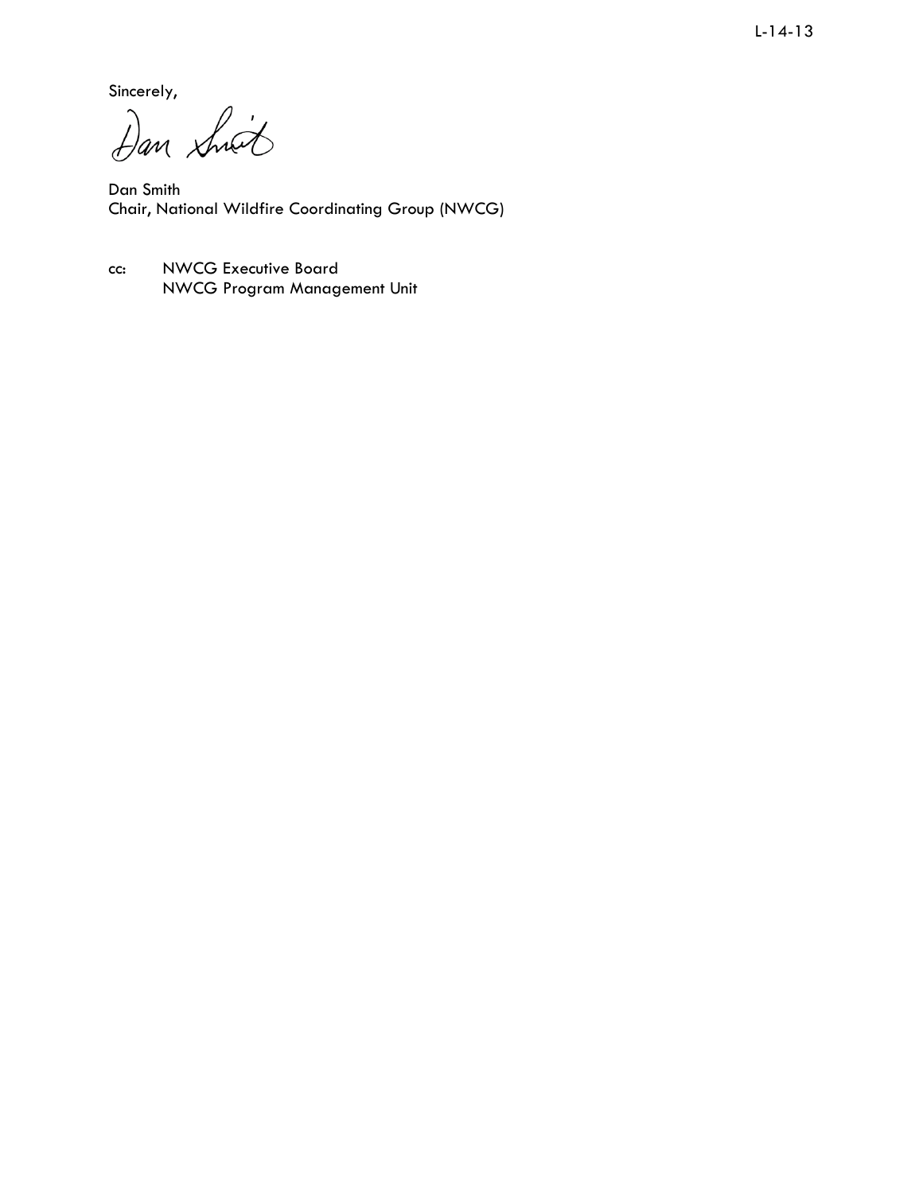Sincerely,

Dan Smith
Chair, National Wildfire Coordinating Group (NWCG)

cc: NWCG Executive Board
NWCG Program Management Unit